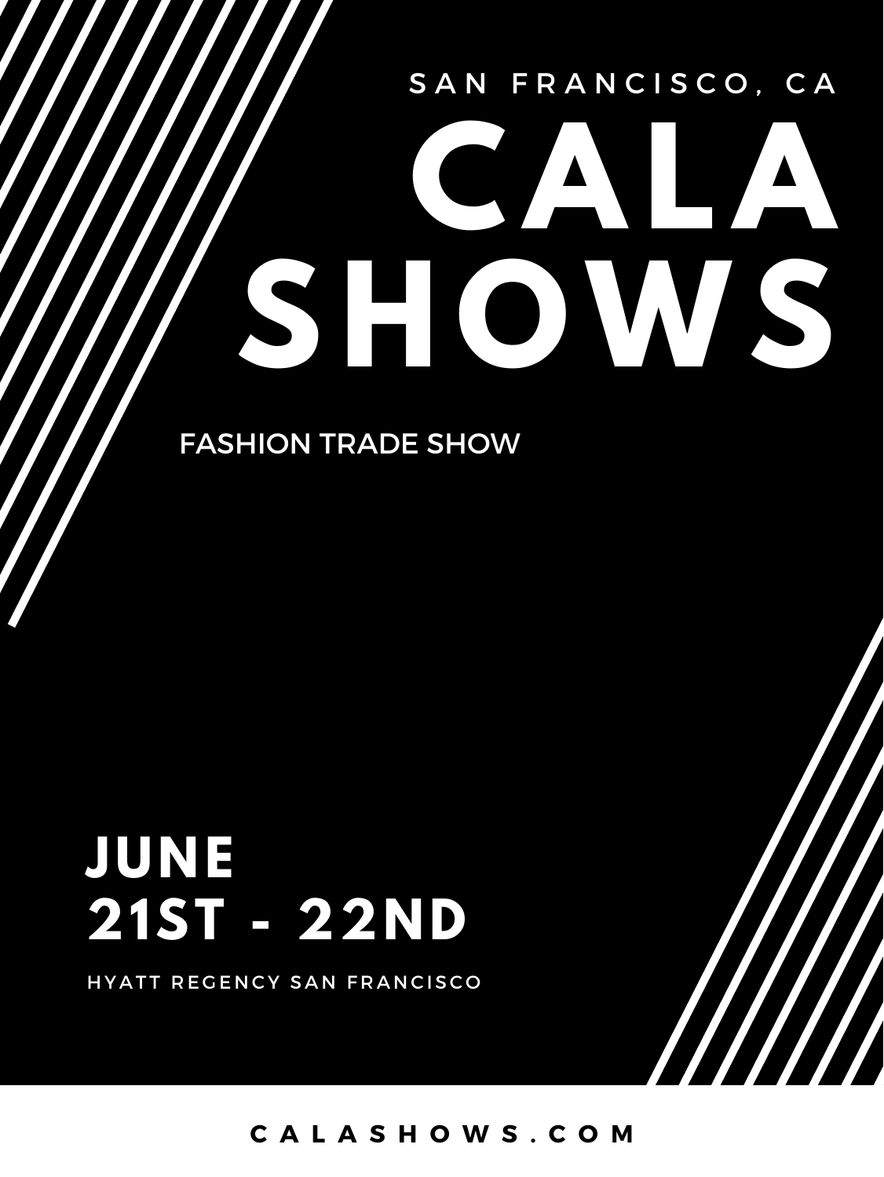SAN FRANCISCO, CA

# CALA SHOWS

FASHION TRADE SHOW

## JUNE 21ST - 22ND

HYATT REGENCY SAN FRANCISCO

CALASHOWS.COM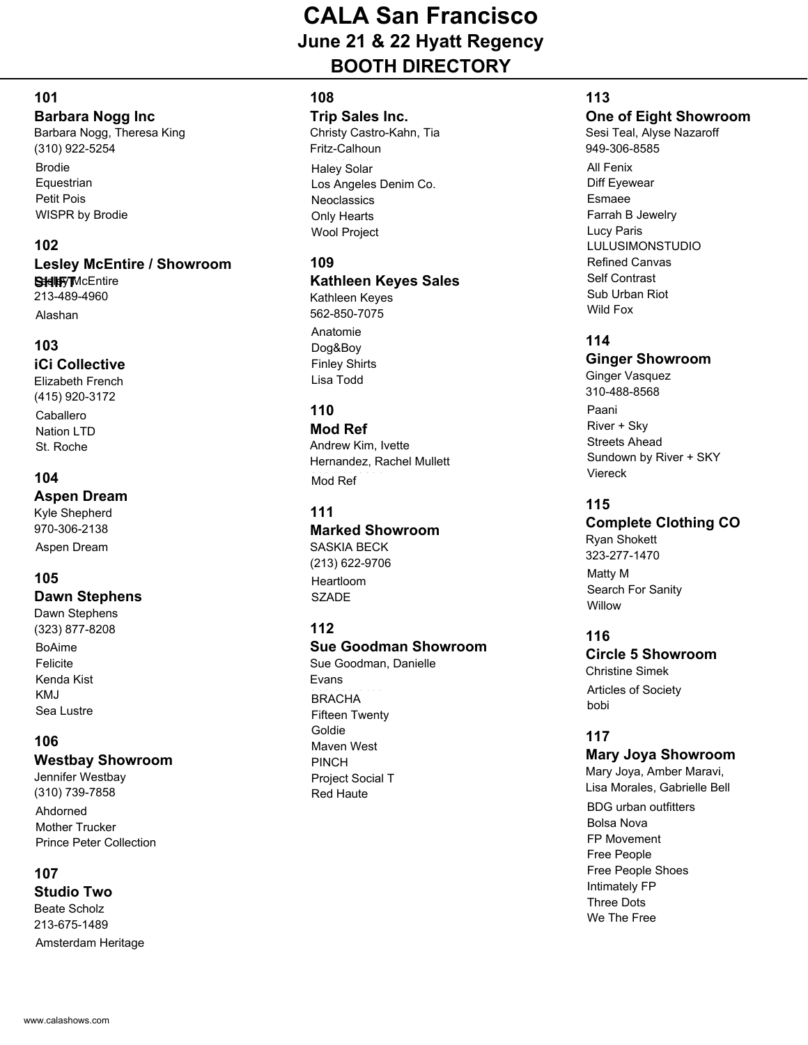# CALA San Francisco

## June 21 & 22 Hyatt Regency

## BOOTH DIRECTORY

### 101
**Barbara Nogg Inc**
Barbara Nogg, Theresa King
(310) 922-5254

- Brodie
- Equestrian
- Petit Pois
- WISPR by Brodie

### 102
**Lesley McEntire / Showroom SHIFT**
Lesley McEntire
213-489-4960

- Alashan

### 103
**iCi Collective**
Elizabeth French
(415) 920-3172

- Caballero
- Nation LTD
- St. Roche

### 104
**Aspen Dream**
Kyle Shepherd
970-306-2138

- Aspen Dream

### 105
**Dawn Stephens**
Dawn Stephens
(323) 877-8208

- BoAime
- Felicite
- Kenda Kist
- KMJ
- Sea Lustre

### 106
**Westbay Showroom**
Jennifer Westbay
(310) 739-7858

- Ahdorned
- Mother Trucker
- Prince Peter Collection

### 107
**Studio Two**
Beate Scholz
213-675-1489

- Amsterdam Heritage

### 108
**Trip Sales Inc.**
Christy Castro-Kahn, Tia Fritz-Calhoun

- Haley Solar
- Los Angeles Denim Co.
- Neoclassics
- Only Hearts
- Wool Project

### 109
**Kathleen Keyes Sales**
Kathleen Keyes
562-850-7075

- Anatomie
- Dog&Boy
- Finley Shirts
- Lisa Todd

### 110
**Mod Ref**
Andrew Kim, Ivette Hernandez, Rachel Mullett

- Mod Ref

### 111
**Marked Showroom**
SASKIA BECK
(213) 622-9706

- Heartloom
- SZADE

### 112
**Sue Goodman Showroom**
Sue Goodman, Danielle Evans

- BRACHA
- Fifteen Twenty
- Goldie
- Maven West
- PINCH
- Project Social T
- Red Haute

### 113
**One of Eight Showroom**
Sesi Teal, Alyse Nazaroff
949-306-8585

- All Fenix
- Diff Eyewear
- Esmaee
- Farrah B Jewelry
- Lucy Paris
- LULUSIMONSTUDIO
- Refined Canvas
- Self Contrast
- Sub Urban Riot
- Wild Fox

### 114
**Ginger Showroom**
Ginger Vasquez
310-488-8568

- Paani
- River + Sky
- Streets Ahead
- Sundown by River + SKY
- Viereck

### 115
**Complete Clothing CO**
Ryan Shokett
323-277-1470

- Matty M
- Search For Sanity
- Willow

### 116
**Circle 5 Showroom**
Christine Simek

- Articles of Society
- bobi

### 117
**Mary Joya Showroom**
Mary Joya, Amber Maravi, Lisa Morales, Gabrielle Bell

- BDG urban outfitters
- Bolsa Nova
- FP Movement
- Free People
- Free People Shoes
- Intimately FP
- Three Dots
- We The Free

www.calashows.com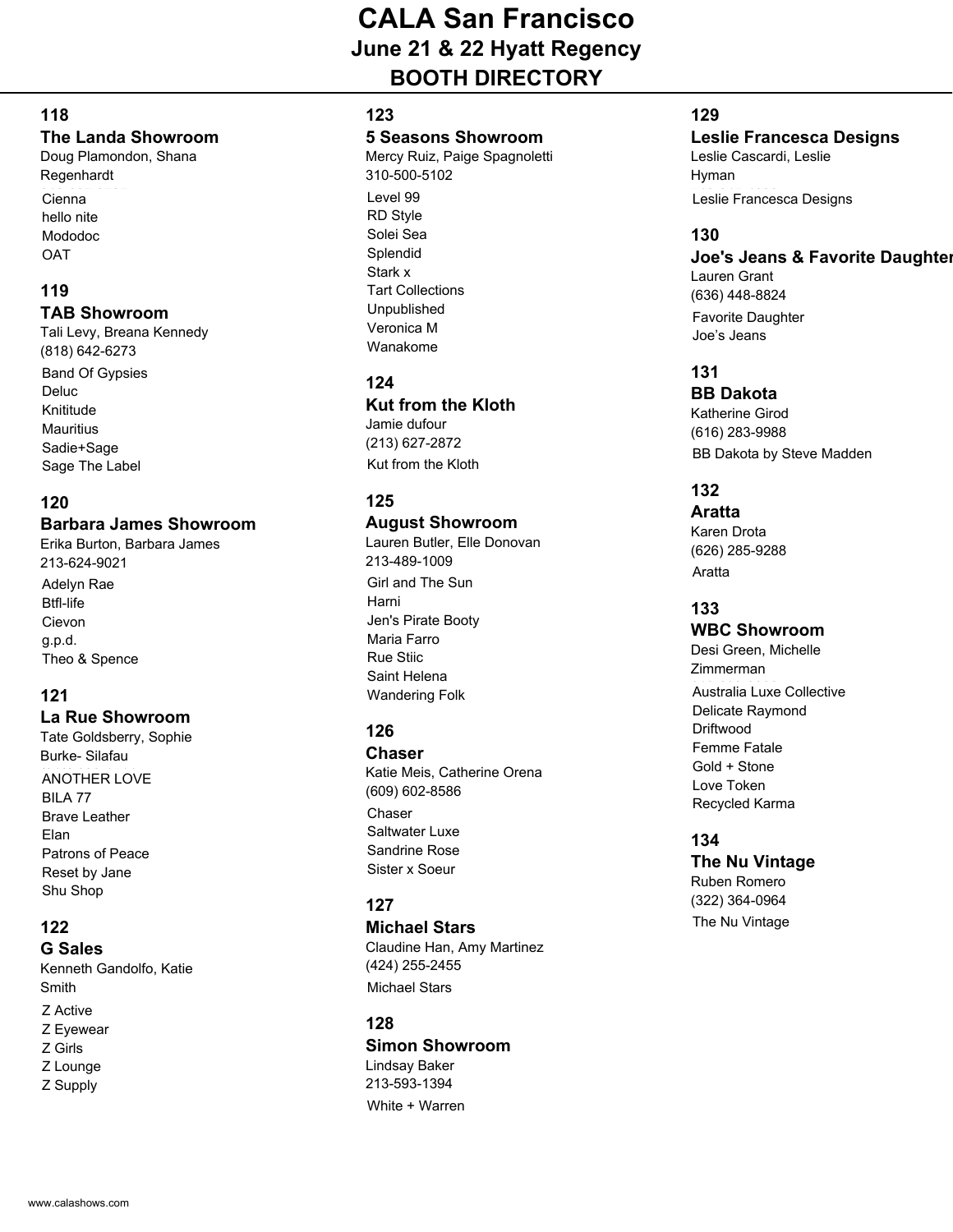# CALA San Francisco

## June 21 & 22 Hyatt Regency

## BOOTH DIRECTORY

### 118
**The Landa Showroom**
Doug Plamondon, Shana Regenhardt

- Cienna
- hello nite
- Mododoc
- OAT

### 119
**TAB Showroom**
Tali Levy, Breana Kennedy
(818) 642-6273

- Band Of Gypsies
- Deluc
- Knititude
- Mauritius
- Sadie+Sage
- Sage The Label

### 120
**Barbara James Showroom**
Erika Burton, Barbara James
213-624-9021

- Adelyn Rae
- Btfl-life
- Cievon
- g.p.d.
- Theo & Spence

### 121
**La Rue Showroom**
Tate Goldsberry, Sophie Burke- Silafau

- ANOTHER LOVE
- BILA 77
- Brave Leather
- Elan
- Patrons of Peace
- Reset by Jane
- Shu Shop

### 122
**G Sales**
Kenneth Gandolfo, Katie Smith

- Z Active
- Z Eyewear
- Z Girls
- Z Lounge
- Z Supply

### 123
**5 Seasons Showroom**
Mercy Ruiz, Paige Spagnoletti
310-500-5102

- Level 99
- RD Style
- Solei Sea
- Splendid
- Stark x
- Tart Collections
- Unpublished
- Veronica M
- Wanakome

### 124
**Kut from the Kloth**
Jamie dufour
(213) 627-2872

- Kut from the Kloth

### 125
**August Showroom**
Lauren Butler, Elle Donovan
213-489-1009

- Girl and The Sun
- Harni
- Jen's Pirate Booty
- Maria Farro
- Rue Stiic
- Saint Helena
- Wandering Folk

### 126
**Chaser**
Katie Meis, Catherine Orena
(609) 602-8586

- Chaser
- Saltwater Luxe
- Sandrine Rose
- Sister x Soeur

### 127
**Michael Stars**
Claudine Han, Amy Martinez
(424) 255-2455

- Michael Stars

### 128
**Simon Showroom**
Lindsay Baker
213-593-1394

- White + Warren

### 129
**Leslie Francesca Designs**
Leslie Cascardi, Leslie Hyman

- Leslie Francesca Designs

### 130
**Joe's Jeans & Favorite Daughter**
Lauren Grant
(636) 448-8824

- Favorite Daughter
- Joe's Jeans

### 131
**BB Dakota**
Katherine Girod
(616) 283-9988

- BB Dakota by Steve Madden

### 132
**Aratta**
Karen Drota
(626) 285-9288

- Aratta

### 133
**WBC Showroom**
Desi Green, Michelle Zimmerman

- Australia Luxe Collective
- Delicate Raymond
- Driftwood
- Femme Fatale
- Gold + Stone
- Love Token
- Recycled Karma

### 134
**The Nu Vintage**
Ruben Romero
(322) 364-0964

- The Nu Vintage

www.calashows.com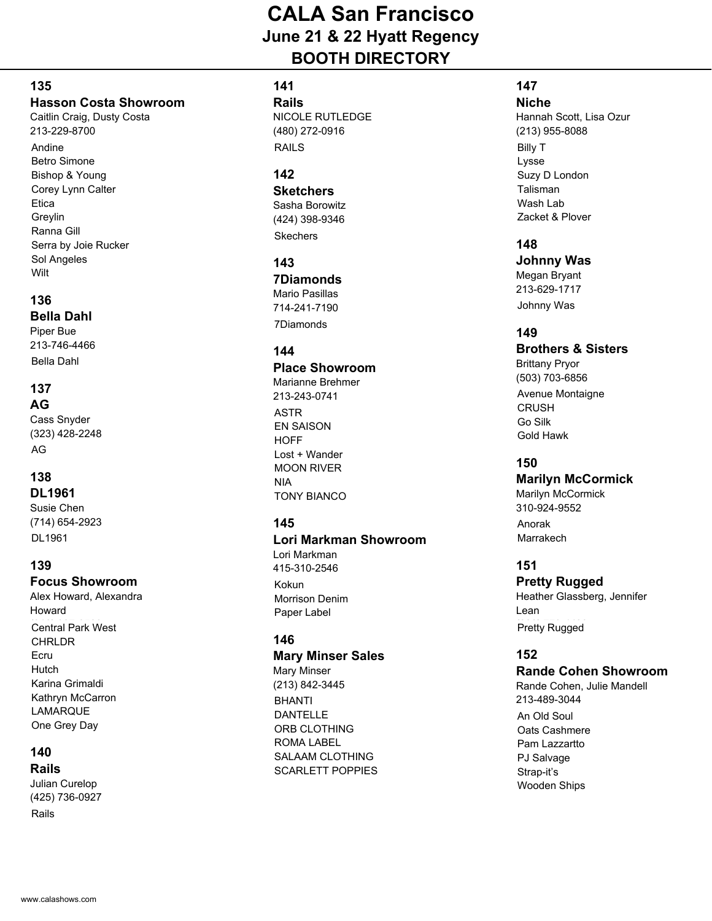# CALA San Francisco

## June 21 & 22 Hyatt Regency

## BOOTH DIRECTORY

### 135
**Hasson Costa Showroom**
Caitlin Craig, Dusty Costa
213-229-8700

- Andine
- Betro Simone
- Bishop & Young
- Corey Lynn Calter
- Etica
- Greylin
- Ranna Gill
- Serra by Joie Rucker
- Sol Angeles
- Wilt

### 136
**Bella Dahl**
Piper Bue
213-746-4466

- Bella Dahl

### 137
**AG**
Cass Snyder
(323) 428-2248

- AG

### 138
**DL1961**
Susie Chen
(714) 654-2923

- DL1961

### 139
**Focus Showroom**
Alex Howard, Alexandra Howard

- Central Park West
- CHRLDR
- Ecru
- Hutch
- Karina Grimaldi
- Kathryn McCarron
- LAMARQUE
- One Grey Day

### 140
**Rails**
Julian Curelop
(425) 736-0927

- Rails

### 141
**Rails**
NICOLE RUTLEDGE
(480) 272-0916

- RAILS

### 142
**Sketchers**
Sasha Borowitz
(424) 398-9346

- Skechers

### 143
**7Diamonds**
Mario Pasillas
714-241-7190

- 7Diamonds

### 144
**Place Showroom**
Marianne Brehmer
213-243-0741

- ASTR
- EN SAISON
- HOFF
- Lost + Wander
- MOON RIVER
- NIA
- TONY BIANCO

### 145
**Lori Markman Showroom**
Lori Markman
415-310-2546

- Kokun
- Morrison Denim
- Paper Label

### 146
**Mary Minser Sales**
Mary Minser
(213) 842-3445

- BHANTI
- DANTELLE
- ORB CLOTHING
- ROMA LABEL
- SALAAM CLOTHING
- SCARLETT POPPIES

### 147
**Niche**
Hannah Scott, Lisa Ozur
(213) 955-8088

- Billy T
- Lysse
- Suzy D London
- Talisman
- Wash Lab
- Zacket & Plover

### 148
**Johnny Was**
Megan Bryant
213-629-1717

- Johnny Was

### 149
**Brothers & Sisters**
Brittany Pryor
(503) 703-6856

- Avenue Montaigne
- CRUSH
- Go Silk
- Gold Hawk

### 150
**Marilyn McCormick**
Marilyn McCormick
310-924-9552

- Anorak
- Marrakech

### 151
**Pretty Rugged**
Heather Glassberg, Jennifer Lean

- Pretty Rugged

### 152
**Rande Cohen Showroom**
Rande Cohen, Julie Mandell
213-489-3044

- An Old Soul
- Oats Cashmere
- Pam Lazzartto
- PJ Salvage
- Strap-it's
- Wooden Ships

www.calashows.com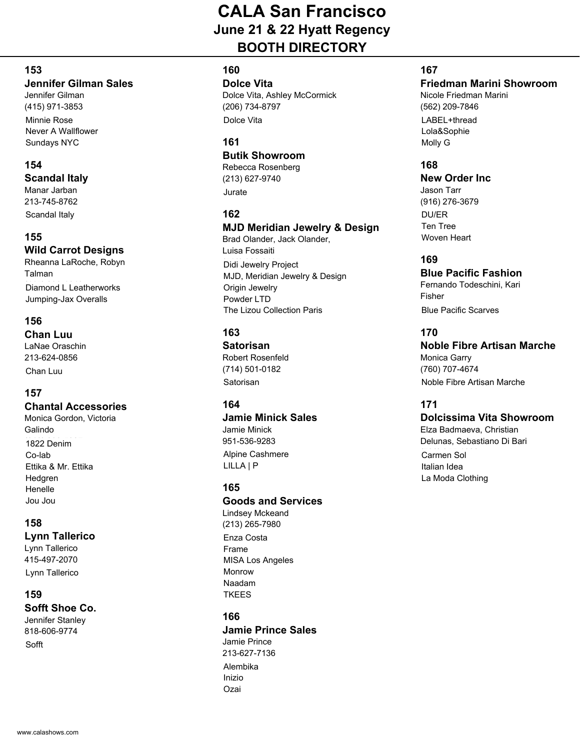# CALA San Francisco

## June 21 & 22 Hyatt Regency

## BOOTH DIRECTORY

**153**
**Jennifer Gilman Sales**
Jennifer Gilman
(415) 971-3853
Minnie Rose
Never A Wallflower
Sundays NYC

**154**
**Scandal Italy**
Manar Jarban
213-745-8762
Scandal Italy

**155**
**Wild Carrot Designs**
Rheanna LaRoche, Robyn Talman
Diamond L Leatherworks
Jumping-Jax Overalls

**156**
**Chan Luu**
LaNae Oraschin
213-624-0856
Chan Luu

**157**
**Chantal Accessories**
Monica Gordon, Victoria Galindo
1822 Denim
Co-lab
Ettika & Mr. Ettika
Hedgren
Henelle
Jou Jou

**158**
**Lynn Tallerico**
Lynn Tallerico
415-497-2070
Lynn Tallerico

**159**
**Sofft Shoe Co.**
Jennifer Stanley
818-606-9774
Sofft

**160**
**Dolce Vita**
Dolce Vita, Ashley McCormick
(206) 734-8797
Dolce Vita

**161**
**Butik Showroom**
Rebecca Rosenberg
(213) 627-9740
Jurate

**162**
**MJD Meridian Jewelry & Design**
Brad Olander, Jack Olander, Luisa Fossaiti
Didi Jewelry Project
MJD, Meridian Jewelry & Design
Origin Jewelry
Powder LTD
The Lizou Collection Paris

**163**
**Satorisan**
Robert Rosenfeld
(714) 501-0182
Satorisan

**164**
**Jamie Minick Sales**
Jamie Minick
951-536-9283
Alpine Cashmere
LILLA | P

**165**
**Goods and Services**
Lindsey Mckeand
(213) 265-7980
Enza Costa
Frame
MISA Los Angeles
Monrow
Naadam
TKEES

**166**
**Jamie Prince Sales**
Jamie Prince
213-627-7136
Alembika
Inizio
Ozai

**167**
**Friedman Marini Showroom**
Nicole Friedman Marini
(562) 209-7846
LABEL+thread
Lola&Sophie
Molly G

**168**
**New Order Inc**
Jason Tarr
(916) 276-3679
DU/ER
Ten Tree
Woven Heart

**169**
**Blue Pacific Fashion**
Fernando Todeschini, Kari Fisher
Blue Pacific Scarves

**170**
**Noble Fibre Artisan Marche**
Monica Garry
(760) 707-4674
Noble Fibre Artisan Marche

**171**
**Dolcissima Vita Showroom**
Elza Badmaeva, Christian Delunas, Sebastiano Di Bari
Carmen Sol
Italian Idea
La Moda Clothing

www.calashows.com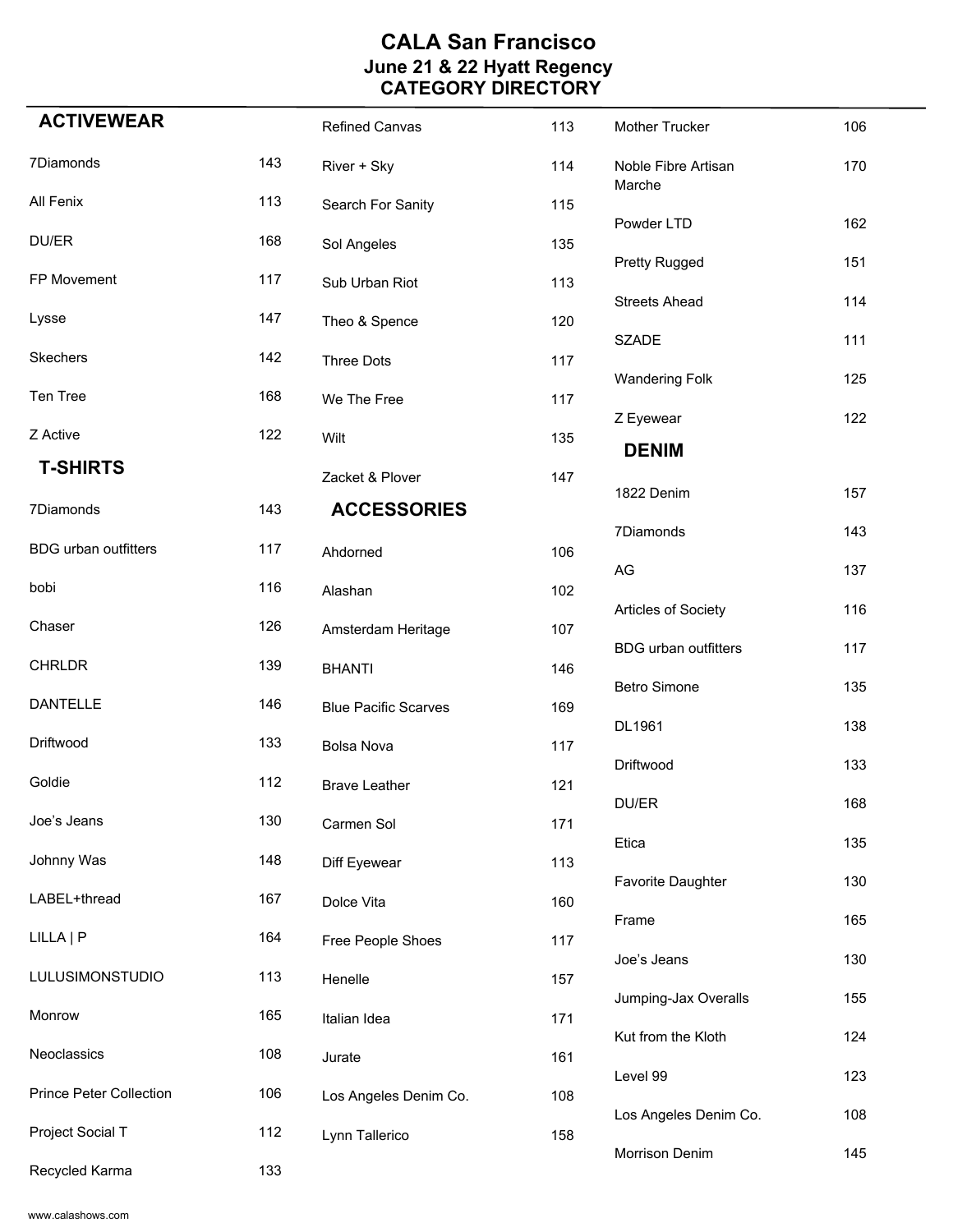# CALA San Francisco
## June 21 & 22 Hyatt Regency
## CATEGORY DIRECTORY

### ACTIVEWEAR

| | |
|---|---|
| 7Diamonds | 143 |
| All Fenix | 113 |
| DU/ER | 168 |
| FP Movement | 117 |
| Lysse | 147 |
| Skechers | 142 |
| Ten Tree | 168 |
| Z Active | 122 |

### T-SHIRTS

| | |
|---|---|
| 7Diamonds | 143 |
| BDG urban outfitters | 117 |
| bobi | 116 |
| Chaser | 126 |
| CHRLDR | 139 |
| DANTELLE | 146 |
| Driftwood | 133 |
| Goldie | 112 |
| Joe's Jeans | 130 |
| Johnny Was | 148 |
| LABEL+thread | 167 |
| LILLA \| P | 164 |
| LULUSIMONSTUDIO | 113 |
| Monrow | 165 |
| Neoclassics | 108 |
| Prince Peter Collection | 106 |
| Project Social T | 112 |
| Recycled Karma | 133 |
| Refined Canvas | 113 |
| River + Sky | 114 |
| Search For Sanity | 115 |
| Sol Angeles | 135 |
| Sub Urban Riot | 113 |
| Theo & Spence | 120 |
| Three Dots | 117 |
| We The Free | 117 |
| Wilt | 135 |
| Zacket & Plover | 147 |

### ACCESSORIES

| | |
|---|---|
| Ahdorned | 106 |
| Alashan | 102 |
| Amsterdam Heritage | 107 |
| BHANTI | 146 |
| Blue Pacific Scarves | 169 |
| Bolsa Nova | 117 |
| Brave Leather | 121 |
| Carmen Sol | 171 |
| Diff Eyewear | 113 |
| Dolce Vita | 160 |
| Free People Shoes | 117 |
| Henelle | 157 |
| Italian Idea | 171 |
| Jurate | 161 |
| Los Angeles Denim Co. | 108 |
| Lynn Tallerico | 158 |
| Mother Trucker | 106 |
| Noble Fibre Artisan Marche | 170 |
| Powder LTD | 162 |
| Pretty Rugged | 151 |
| Streets Ahead | 114 |
| SZADE | 111 |
| Wandering Folk | 125 |
| Z Eyewear | 122 |

### DENIM

| | |
|---|---|
| 1822 Denim | 157 |
| 7Diamonds | 143 |
| AG | 137 |
| Articles of Society | 116 |
| BDG urban outfitters | 117 |
| Betro Simone | 135 |
| DL1961 | 138 |
| Driftwood | 133 |
| DU/ER | 168 |
| Etica | 135 |
| Favorite Daughter | 130 |
| Frame | 165 |
| Joe's Jeans | 130 |
| Jumping-Jax Overalls | 155 |
| Kut from the Kloth | 124 |
| Level 99 | 123 |
| Los Angeles Denim Co. | 108 |
| Morrison Denim | 145 |

www.calashows.com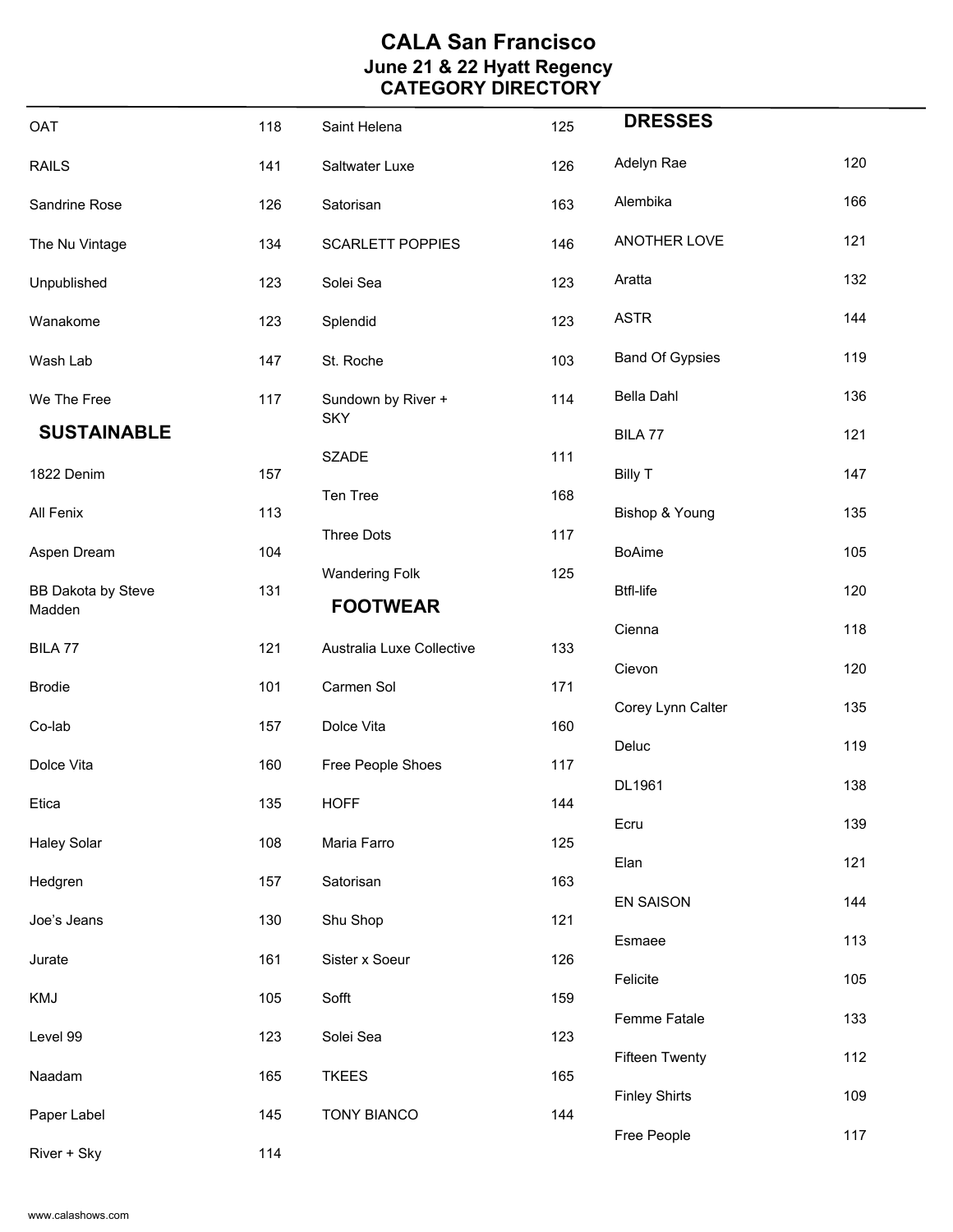# CALA San Francisco
## June 21 & 22 Hyatt Regency
## CATEGORY DIRECTORY

| | |
|---|---|
| OAT | 118 |
| RAILS | 141 |
| Sandrine Rose | 126 |
| The Nu Vintage | 134 |
| Unpublished | 123 |
| Wanakome | 123 |
| Wash Lab | 147 |
| We The Free | 117 |

## SUSTAINABLE

| | |
|---|---|
| 1822 Denim | 157 |
| All Fenix | 113 |
| Aspen Dream | 104 |
| BB Dakota by Steve Madden | 131 |
| BILA 77 | 121 |
| Brodie | 101 |
| Co-lab | 157 |
| Dolce Vita | 160 |
| Etica | 135 |
| Haley Solar | 108 |
| Hedgren | 157 |
| Joe's Jeans | 130 |
| Jurate | 161 |
| KMJ | 105 |
| Level 99 | 123 |
| Naadam | 165 |
| Paper Label | 145 |
| River + Sky | 114 |
| Saint Helena | 125 |
| Saltwater Luxe | 126 |
| Satorisan | 163 |
| SCARLETT POPPIES | 146 |
| Solei Sea | 123 |
| Splendid | 123 |
| St. Roche | 103 |
| Sundown by River + SKY | 114 |
| SZADE | 111 |
| Ten Tree | 168 |
| Three Dots | 117 |
| Wandering Folk | 125 |

## FOOTWEAR

| | |
|---|---|
| Australia Luxe Collective | 133 |
| Carmen Sol | 171 |
| Dolce Vita | 160 |
| Free People Shoes | 117 |
| HOFF | 144 |
| Maria Farro | 125 |
| Satorisan | 163 |
| Shu Shop | 121 |
| Sister x Soeur | 126 |
| Sofft | 159 |
| Solei Sea | 123 |
| TKEES | 165 |
| TONY BIANCO | 144 |

## DRESSES

| | |
|---|---|
| Adelyn Rae | 120 |
| Alembika | 166 |
| ANOTHER LOVE | 121 |
| Aratta | 132 |
| ASTR | 144 |
| Band Of Gypsies | 119 |
| Bella Dahl | 136 |
| BILA 77 | 121 |
| Billy T | 147 |
| Bishop & Young | 135 |
| BoAime | 105 |
| Btfl-life | 120 |
| Cienna | 118 |
| Cievon | 120 |
| Corey Lynn Calter | 135 |
| Deluc | 119 |
| DL1961 | 138 |
| Ecru | 139 |
| Elan | 121 |
| EN SAISON | 144 |
| Esmaee | 113 |
| Felicite | 105 |
| Femme Fatale | 133 |
| Fifteen Twenty | 112 |
| Finley Shirts | 109 |
| Free People | 117 |

www.calashows.com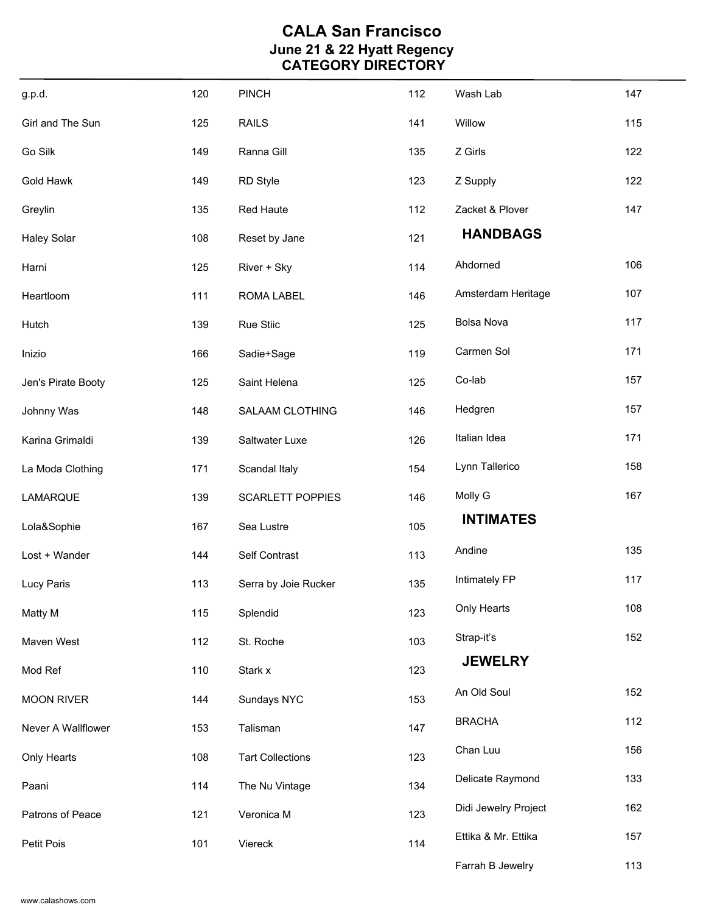# CALA San Francisco
## June 21 & 22 Hyatt Regency
## CATEGORY DIRECTORY

| | |
|---|---|
| g.p.d. | 120 |
| Girl and The Sun | 125 |
| Go Silk | 149 |
| Gold Hawk | 149 |
| Greylin | 135 |
| Haley Solar | 108 |
| Harni | 125 |
| Heartloom | 111 |
| Hutch | 139 |
| Inizio | 166 |
| Jen's Pirate Booty | 125 |
| Johnny Was | 148 |
| Karina Grimaldi | 139 |
| La Moda Clothing | 171 |
| LAMARQUE | 139 |
| Lola&Sophie | 167 |
| Lost + Wander | 144 |
| Lucy Paris | 113 |
| Matty M | 115 |
| Maven West | 112 |
| Mod Ref | 110 |
| MOON RIVER | 144 |
| Never A Wallflower | 153 |
| Only Hearts | 108 |
| Paani | 114 |
| Patrons of Peace | 121 |
| Petit Pois | 101 |
| PINCH | 112 |
| RAILS | 141 |
| Ranna Gill | 135 |
| RD Style | 123 |
| Red Haute | 112 |
| Reset by Jane | 121 |
| River + Sky | 114 |
| ROMA LABEL | 146 |
| Rue Stiic | 125 |
| Sadie+Sage | 119 |
| Saint Helena | 125 |
| SALAAM CLOTHING | 146 |
| Saltwater Luxe | 126 |
| Scandal Italy | 154 |
| SCARLETT POPPIES | 146 |
| Sea Lustre | 105 |
| Self Contrast | 113 |
| Serra by Joie Rucker | 135 |
| Splendid | 123 |
| St. Roche | 103 |
| Stark x | 123 |
| Sundays NYC | 153 |
| Talisman | 147 |
| Tart Collections | 123 |
| The Nu Vintage | 134 |
| Veronica M | 123 |
| Viereck | 114 |
| Wash Lab | 147 |
| Willow | 115 |
| Z Girls | 122 |
| Z Supply | 122 |
| Zacket & Plover | 147 |

### HANDBAGS

| | |
|---|---|
| Ahdorned | 106 |
| Amsterdam Heritage | 107 |
| Bolsa Nova | 117 |
| Carmen Sol | 171 |
| Co-lab | 157 |
| Hedgren | 157 |
| Italian Idea | 171 |
| Lynn Tallerico | 158 |
| Molly G | 167 |

### INTIMATES

| | |
|---|---|
| Andine | 135 |
| Intimately FP | 117 |
| Only Hearts | 108 |
| Strap-it's | 152 |

### JEWELRY

| | |
|---|---|
| An Old Soul | 152 |
| BRACHA | 112 |
| Chan Luu | 156 |
| Delicate Raymond | 133 |
| Didi Jewelry Project | 162 |
| Ettika & Mr. Ettika | 157 |
| Farrah B Jewelry | 113 |

www.calashows.com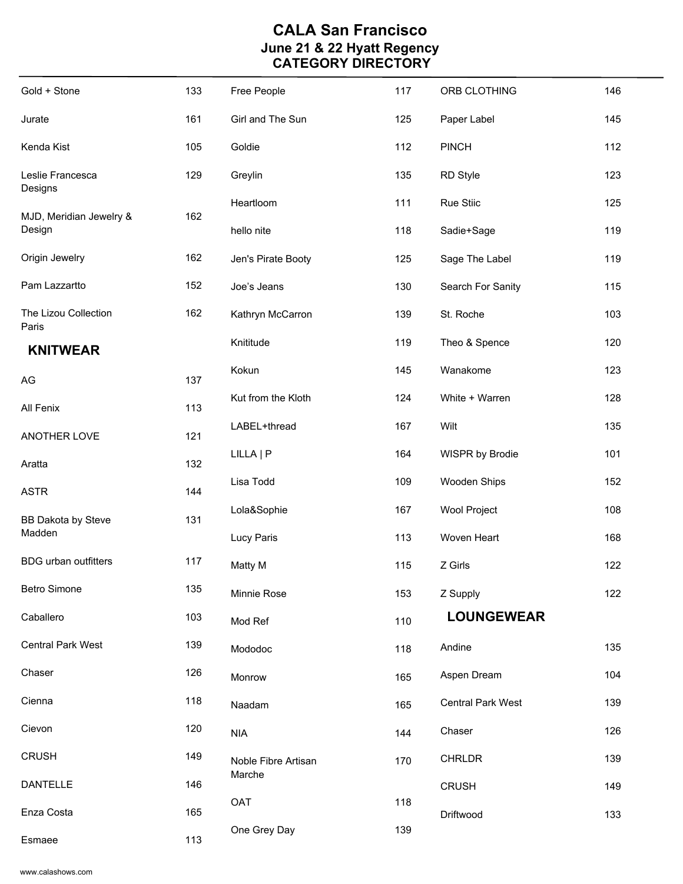# CALA San Francisco

## June 21 & 22 Hyatt Regency

## CATEGORY DIRECTORY

| | |
|---|---|
| Gold + Stone | 133 |
| Jurate | 161 |
| Kenda Kist | 105 |
| Leslie Francesca Designs | 129 |
| MJD, Meridian Jewelry & Design | 162 |
| Origin Jewelry | 162 |
| Pam Lazzartto | 152 |
| The Lizou Collection Paris | 162 |

### KNITWEAR

| | |
|---|---|
| AG | 137 |
| All Fenix | 113 |
| ANOTHER LOVE | 121 |
| Aratta | 132 |
| ASTR | 144 |
| BB Dakota by Steve Madden | 131 |
| BDG urban outfitters | 117 |
| Betro Simone | 135 |
| Caballero | 103 |
| Central Park West | 139 |
| Chaser | 126 |
| Cienna | 118 |
| Cievon | 120 |
| CRUSH | 149 |
| DANTELLE | 146 |
| Enza Costa | 165 |
| Esmaee | 113 |
| Free People | 117 |
| Girl and The Sun | 125 |
| Goldie | 112 |
| Greylin | 135 |
| Heartloom | 111 |
| hello nite | 118 |
| Jen's Pirate Booty | 125 |
| Joe's Jeans | 130 |
| Kathryn McCarron | 139 |
| Knititude | 119 |
| Kokun | 145 |
| Kut from the Kloth | 124 |
| LABEL+thread | 167 |
| LILLA \| P | 164 |
| Lisa Todd | 109 |
| Lola&Sophie | 167 |
| Lucy Paris | 113 |
| Matty M | 115 |
| Minnie Rose | 153 |
| Mod Ref | 110 |
| Mododoc | 118 |
| Monrow | 165 |
| Naadam | 165 |
| NIA | 144 |
| Noble Fibre Artisan Marche | 170 |
| OAT | 118 |
| One Grey Day | 139 |
| ORB CLOTHING | 146 |
| Paper Label | 145 |
| PINCH | 112 |
| RD Style | 123 |
| Rue Stiic | 125 |
| Sadie+Sage | 119 |
| Sage The Label | 119 |
| Search For Sanity | 115 |
| St. Roche | 103 |
| Theo & Spence | 120 |
| Wanakome | 123 |
| White + Warren | 128 |
| Wilt | 135 |
| WISPR by Brodie | 101 |
| Wooden Ships | 152 |
| Wool Project | 108 |
| Woven Heart | 168 |
| Z Girls | 122 |
| Z Supply | 122 |

### LOUNGEWEAR

| | |
|---|---|
| Andine | 135 |
| Aspen Dream | 104 |
| Central Park West | 139 |
| Chaser | 126 |
| CHRLDR | 139 |
| CRUSH | 149 |
| Driftwood | 133 |

www.calashows.com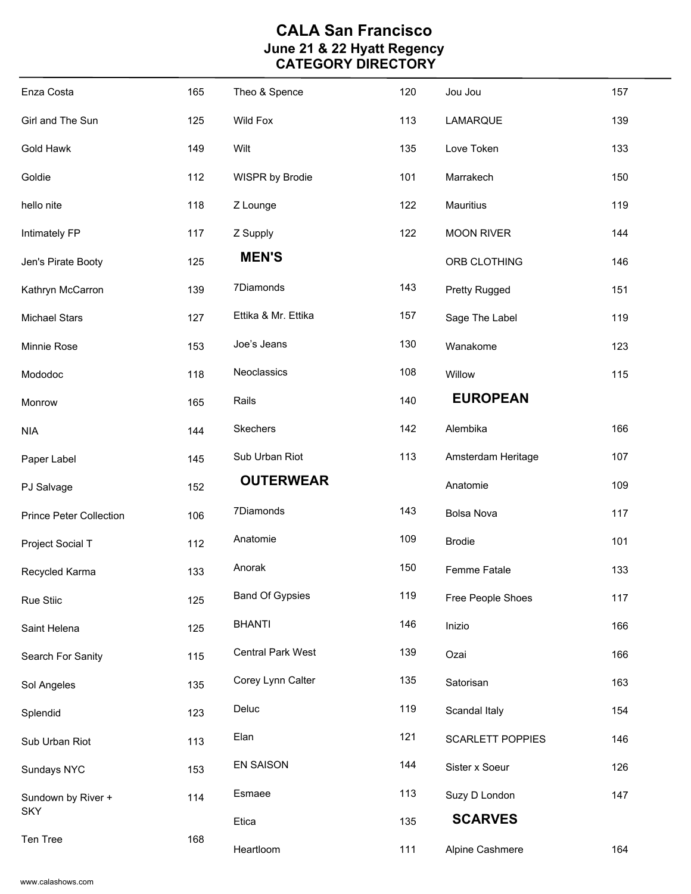# CALA San Francisco
## June 21 & 22 Hyatt Regency
## CATEGORY DIRECTORY

| | |
|---|---|
| Enza Costa | 165 |
| Girl and The Sun | 125 |
| Gold Hawk | 149 |
| Goldie | 112 |
| hello nite | 118 |
| Intimately FP | 117 |
| Jen's Pirate Booty | 125 |
| Kathryn McCarron | 139 |
| Michael Stars | 127 |
| Minnie Rose | 153 |
| Mododoc | 118 |
| Monrow | 165 |
| NIA | 144 |
| Paper Label | 145 |
| PJ Salvage | 152 |
| Prince Peter Collection | 106 |
| Project Social T | 112 |
| Recycled Karma | 133 |
| Rue Stiic | 125 |
| Saint Helena | 125 |
| Search For Sanity | 115 |
| Sol Angeles | 135 |
| Splendid | 123 |
| Sub Urban Riot | 113 |
| Sundays NYC | 153 |
| Sundown by River + SKY | 114 |
| Ten Tree | 168 |
| Theo & Spence | 120 |
| Wild Fox | 113 |
| Wilt | 135 |
| WISPR by Brodie | 101 |
| Z Lounge | 122 |
| Z Supply | 122 |

## MEN'S

| | |
|---|---|
| 7Diamonds | 143 |
| Ettika & Mr. Ettika | 157 |
| Joe's Jeans | 130 |
| Neoclassics | 108 |
| Rails | 140 |
| Skechers | 142 |
| Sub Urban Riot | 113 |

## OUTERWEAR

| | |
|---|---|
| 7Diamonds | 143 |
| Anatomie | 109 |
| Anorak | 150 |
| Band Of Gypsies | 119 |
| BHANTI | 146 |
| Central Park West | 139 |
| Corey Lynn Calter | 135 |
| Deluc | 119 |
| Elan | 121 |
| EN SAISON | 144 |
| Esmaee | 113 |
| Etica | 135 |
| Heartloom | 111 |
| Jou Jou | 157 |
| LAMARQUE | 139 |
| Love Token | 133 |
| Marrakech | 150 |
| Mauritius | 119 |
| MOON RIVER | 144 |
| ORB CLOTHING | 146 |
| Pretty Rugged | 151 |
| Sage The Label | 119 |
| Wanakome | 123 |
| Willow | 115 |

## EUROPEAN

| | |
|---|---|
| Alembika | 166 |
| Amsterdam Heritage | 107 |
| Anatomie | 109 |
| Bolsa Nova | 117 |
| Brodie | 101 |
| Femme Fatale | 133 |
| Free People Shoes | 117 |
| Inizio | 166 |
| Ozai | 166 |
| Satorisan | 163 |
| Scandal Italy | 154 |
| SCARLETT POPPIES | 146 |
| Sister x Soeur | 126 |
| Suzy D London | 147 |

## SCARVES

| | |
|---|---|
| Alpine Cashmere | 164 |

www.calashows.com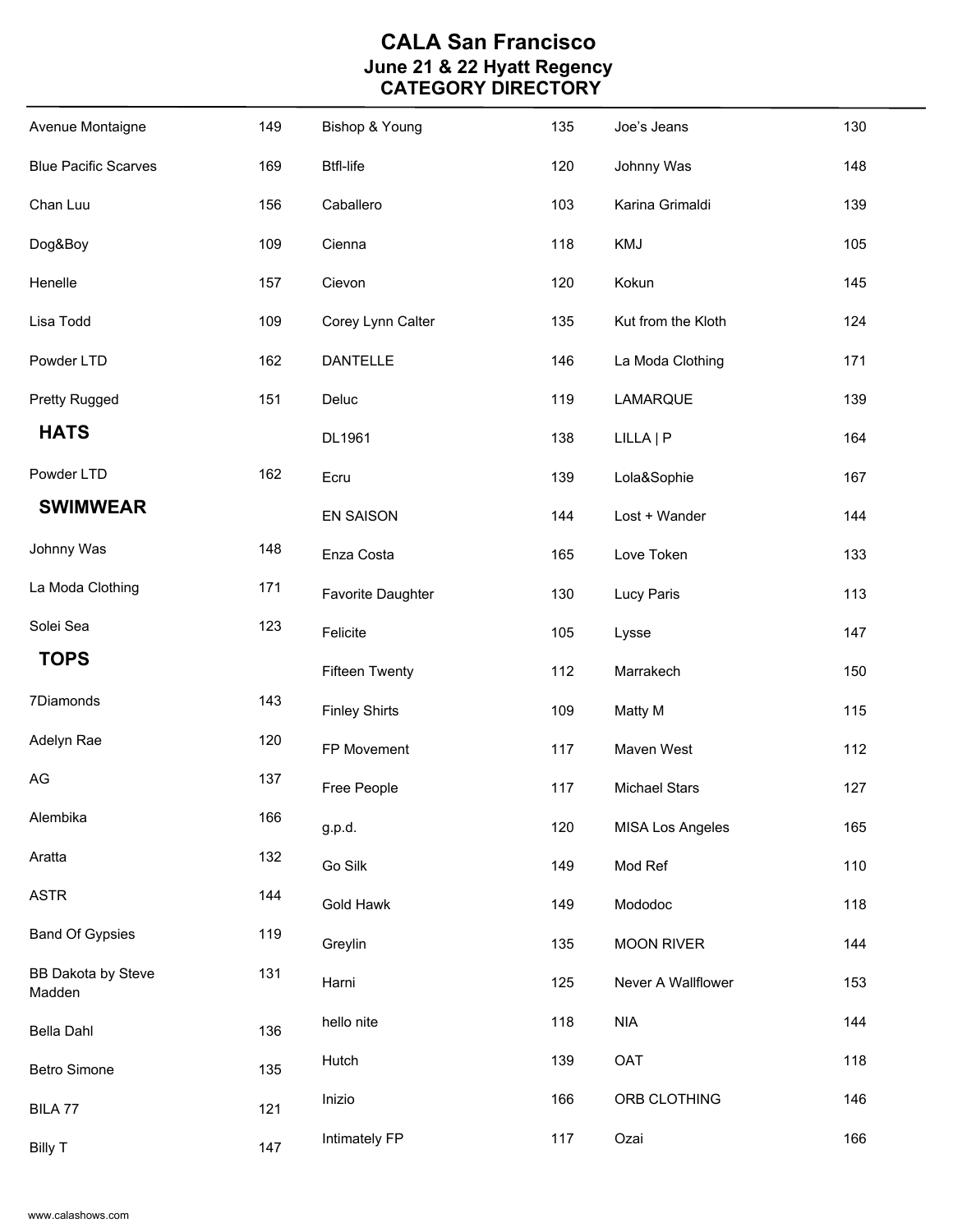# CALA San Francisco
## June 21 & 22 Hyatt Regency
## CATEGORY DIRECTORY

| | |
|---|---|
| Avenue Montaigne | 149 |
| Blue Pacific Scarves | 169 |
| Chan Luu | 156 |
| Dog&Boy | 109 |
| Henelle | 157 |
| Lisa Todd | 109 |
| Powder LTD | 162 |
| Pretty Rugged | 151 |

### HATS

| | |
|---|---|
| Powder LTD | 162 |

### SWIMWEAR

| | |
|---|---|
| Johnny Was | 148 |
| La Moda Clothing | 171 |
| Solei Sea | 123 |

### TOPS

| | |
|---|---|
| 7Diamonds | 143 |
| Adelyn Rae | 120 |
| AG | 137 |
| Alembika | 166 |
| Aratta | 132 |
| ASTR | 144 |
| Band Of Gypsies | 119 |
| BB Dakota by Steve Madden | 131 |
| Bella Dahl | 136 |
| Betro Simone | 135 |
| BILA 77 | 121 |
| Billy T | 147 |
| Bishop & Young | 135 |
| Btfl-life | 120 |
| Caballero | 103 |
| Cienna | 118 |
| Cievon | 120 |
| Corey Lynn Calter | 135 |
| DANTELLE | 146 |
| Deluc | 119 |
| DL1961 | 138 |
| Ecru | 139 |
| EN SAISON | 144 |
| Enza Costa | 165 |
| Favorite Daughter | 130 |
| Felicite | 105 |
| Fifteen Twenty | 112 |
| Finley Shirts | 109 |
| FP Movement | 117 |
| Free People | 117 |
| g.p.d. | 120 |
| Go Silk | 149 |
| Gold Hawk | 149 |
| Greylin | 135 |
| Harni | 125 |
| hello nite | 118 |
| Hutch | 139 |
| Inizio | 166 |
| Intimately FP | 117 |
| Joe's Jeans | 130 |
| Johnny Was | 148 |
| Karina Grimaldi | 139 |
| KMJ | 105 |
| Kokun | 145 |
| Kut from the Kloth | 124 |
| La Moda Clothing | 171 |
| LAMARQUE | 139 |
| LILLA \| P | 164 |
| Lola&Sophie | 167 |
| Lost + Wander | 144 |
| Love Token | 133 |
| Lucy Paris | 113 |
| Lysse | 147 |
| Marrakech | 150 |
| Matty M | 115 |
| Maven West | 112 |
| Michael Stars | 127 |
| MISA Los Angeles | 165 |
| Mod Ref | 110 |
| Mododoc | 118 |
| MOON RIVER | 144 |
| Never A Wallflower | 153 |
| NIA | 144 |
| OAT | 118 |
| ORB CLOTHING | 146 |
| Ozai | 166 |

www.calashows.com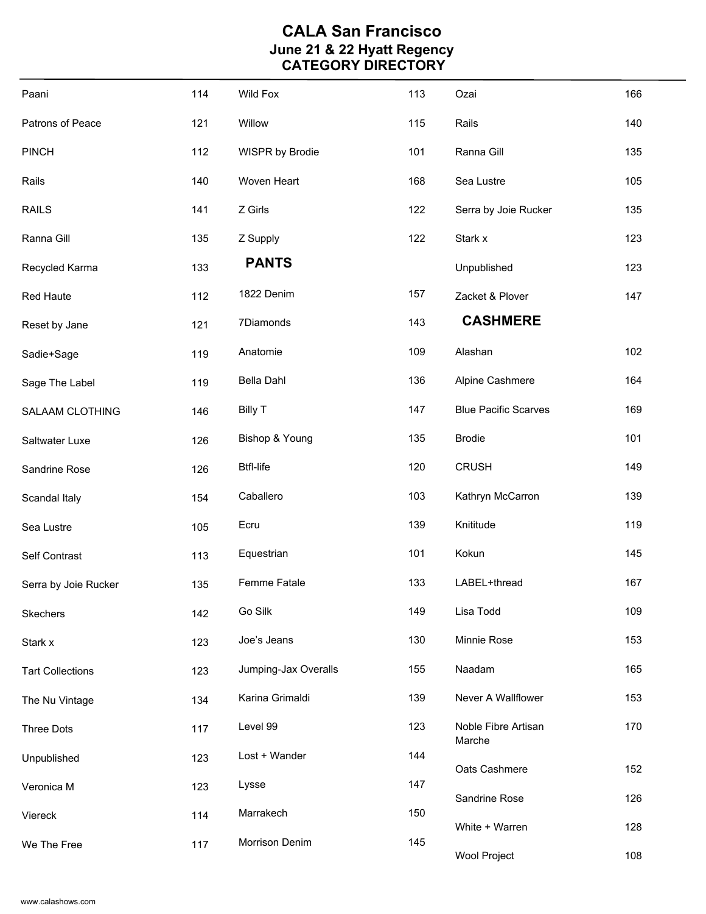# CALA San Francisco

## June 21 & 22 Hyatt Regency

## CATEGORY DIRECTORY

| | |
|---|---|
| Paani | 114 |
| Patrons of Peace | 121 |
| PINCH | 112 |
| Rails | 140 |
| RAILS | 141 |
| Ranna Gill | 135 |
| Recycled Karma | 133 |
| Red Haute | 112 |
| Reset by Jane | 121 |
| Sadie+Sage | 119 |
| Sage The Label | 119 |
| SALAAM CLOTHING | 146 |
| Saltwater Luxe | 126 |
| Sandrine Rose | 126 |
| Scandal Italy | 154 |
| Sea Lustre | 105 |
| Self Contrast | 113 |
| Serra by Joie Rucker | 135 |
| Skechers | 142 |
| Stark x | 123 |
| Tart Collections | 123 |
| The Nu Vintage | 134 |
| Three Dots | 117 |
| Unpublished | 123 |
| Veronica M | 123 |
| Viereck | 114 |
| We The Free | 117 |
| Wild Fox | 113 |
| Willow | 115 |
| WISPR by Brodie | 101 |
| Woven Heart | 168 |
| Z Girls | 122 |
| Z Supply | 122 |

### PANTS

| | |
|---|---|
| 1822 Denim | 157 |
| 7Diamonds | 143 |
| Anatomie | 109 |
| Bella Dahl | 136 |
| Billy T | 147 |
| Bishop & Young | 135 |
| Btfl-life | 120 |
| Caballero | 103 |
| Ecru | 139 |
| Equestrian | 101 |
| Femme Fatale | 133 |
| Go Silk | 149 |
| Joe's Jeans | 130 |
| Jumping-Jax Overalls | 155 |
| Karina Grimaldi | 139 |
| Level 99 | 123 |
| Lost + Wander | 144 |
| Lysse | 147 |
| Marrakech | 150 |
| Morrison Denim | 145 |
| Ozai | 166 |
| Rails | 140 |
| Ranna Gill | 135 |
| Sea Lustre | 105 |
| Serra by Joie Rucker | 135 |
| Stark x | 123 |
| Unpublished | 123 |
| Zacket & Plover | 147 |

### CASHMERE

| | |
|---|---|
| Alashan | 102 |
| Alpine Cashmere | 164 |
| Blue Pacific Scarves | 169 |
| Brodie | 101 |
| CRUSH | 149 |
| Kathryn McCarron | 139 |
| Knititude | 119 |
| Kokun | 145 |
| LABEL+thread | 167 |
| Lisa Todd | 109 |
| Minnie Rose | 153 |
| Naadam | 165 |
| Never A Wallflower | 153 |
| Noble Fibre Artisan Marche | 170 |
| Oats Cashmere | 152 |
| Sandrine Rose | 126 |
| White + Warren | 128 |
| Wool Project | 108 |

www.calashows.com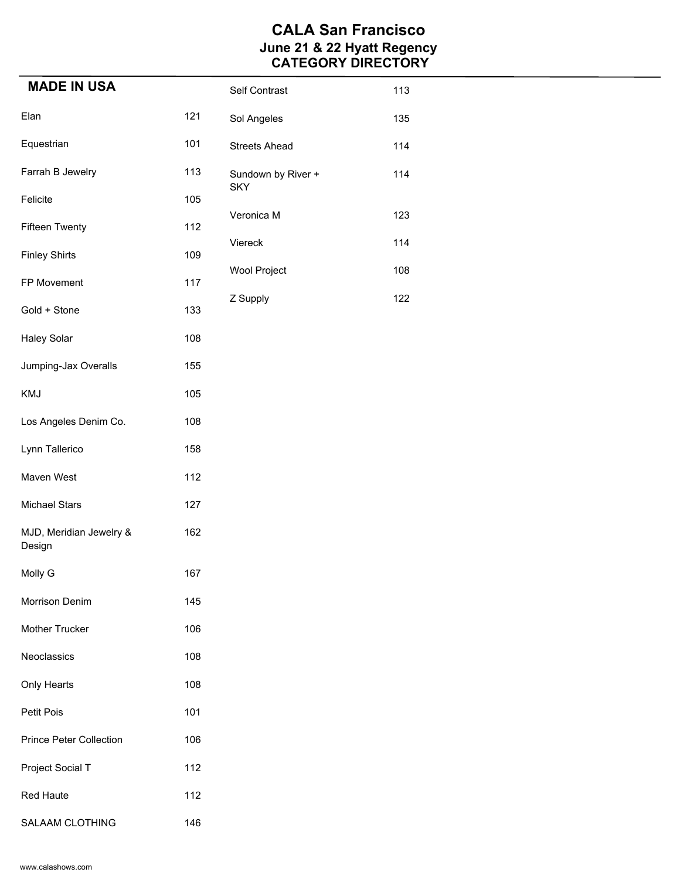# CALA San Francisco
## June 21 & 22 Hyatt Regency
## CATEGORY DIRECTORY

### MADE IN USA

| Exhibitor | Booth |
|---|---|
| Elan | 121 |
| Equestrian | 101 |
| Farrah B Jewelry | 113 |
| Felicite | 105 |
| Fifteen Twenty | 112 |
| Finley Shirts | 109 |
| FP Movement | 117 |
| Gold + Stone | 133 |
| Haley Solar | 108 |
| Jumping-Jax Overalls | 155 |
| KMJ | 105 |
| Los Angeles Denim Co. | 108 |
| Lynn Tallerico | 158 |
| Maven West | 112 |
| Michael Stars | 127 |
| MJD, Meridian Jewelry & Design | 162 |
| Molly G | 167 |
| Morrison Denim | 145 |
| Mother Trucker | 106 |
| Neoclassics | 108 |
| Only Hearts | 108 |
| Petit Pois | 101 |
| Prince Peter Collection | 106 |
| Project Social T | 112 |
| Red Haute | 112 |
| SALAAM CLOTHING | 146 |
| Self Contrast | 113 |
| Sol Angeles | 135 |
| Streets Ahead | 114 |
| Sundown by River + SKY | 114 |
| Veronica M | 123 |
| Viereck | 114 |
| Wool Project | 108 |
| Z Supply | 122 |

www.calashows.com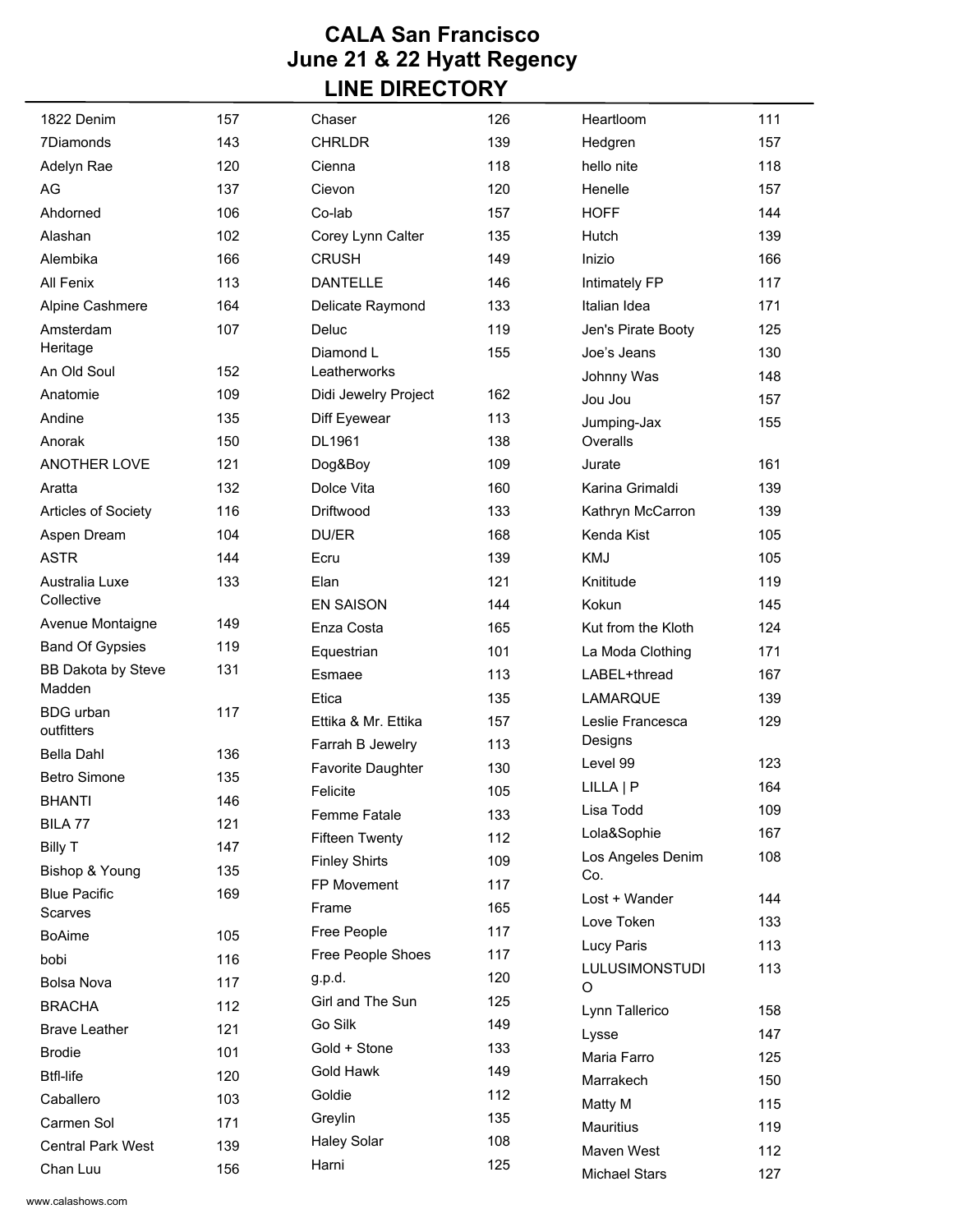# CALA San Francisco
## June 21 & 22 Hyatt Regency
## LINE DIRECTORY

| Line | Booth |
|---|---|
| 1822 Denim | 157 |
| 7Diamonds | 143 |
| Adelyn Rae | 120 |
| AG | 137 |
| Ahdorned | 106 |
| Alashan | 102 |
| Alembika | 166 |
| All Fenix | 113 |
| Alpine Cashmere | 164 |
| Amsterdam Heritage | 107 |
| An Old Soul | 152 |
| Anatomie | 109 |
| Andine | 135 |
| Anorak | 150 |
| ANOTHER LOVE | 121 |
| Aratta | 132 |
| Articles of Society | 116 |
| Aspen Dream | 104 |
| ASTR | 144 |
| Australia Luxe Collective | 133 |
| Avenue Montaigne | 149 |
| Band Of Gypsies | 119 |
| BB Dakota by Steve Madden | 131 |
| BDG urban outfitters | 117 |
| Bella Dahl | 136 |
| Betro Simone | 135 |
| BHANTI | 146 |
| BILA 77 | 121 |
| Billy T | 147 |
| Bishop & Young | 135 |
| Blue Pacific Scarves | 169 |
| BoAime | 105 |
| bobi | 116 |
| Bolsa Nova | 117 |
| BRACHA | 112 |
| Brave Leather | 121 |
| Brodie | 101 |
| Btfl-life | 120 |
| Caballero | 103 |
| Carmen Sol | 171 |
| Central Park West | 139 |
| Chan Luu | 156 |
| Chaser | 126 |
| CHRLDR | 139 |
| Cienna | 118 |
| Cievon | 120 |
| Co-lab | 157 |
| Corey Lynn Calter | 135 |
| CRUSH | 149 |
| DANTELLE | 146 |
| Delicate Raymond | 133 |
| Deluc | 119 |
| Diamond L Leatherworks | 155 |
| Didi Jewelry Project | 162 |
| Diff Eyewear | 113 |
| DL1961 | 138 |
| Dog&Boy | 109 |
| Dolce Vita | 160 |
| Driftwood | 133 |
| DU/ER | 168 |
| Ecru | 139 |
| Elan | 121 |
| EN SAISON | 144 |
| Enza Costa | 165 |
| Equestrian | 101 |
| Esmaee | 113 |
| Etica | 135 |
| Ettika & Mr. Ettika | 157 |
| Farrah B Jewelry | 113 |
| Favorite Daughter | 130 |
| Felicite | 105 |
| Femme Fatale | 133 |
| Fifteen Twenty | 112 |
| Finley Shirts | 109 |
| FP Movement | 117 |
| Frame | 165 |
| Free People | 117 |
| Free People Shoes | 117 |
| g.p.d. | 120 |
| Girl and The Sun | 125 |
| Go Silk | 149 |
| Gold + Stone | 133 |
| Gold Hawk | 149 |
| Goldie | 112 |
| Greylin | 135 |
| Haley Solar | 108 |
| Harni | 125 |
| Heartloom | 111 |
| Hedgren | 157 |
| hello nite | 118 |
| Henelle | 157 |
| HOFF | 144 |
| Hutch | 139 |
| Inizio | 166 |
| Intimately FP | 117 |
| Italian Idea | 171 |
| Jen's Pirate Booty | 125 |
| Joe's Jeans | 130 |
| Johnny Was | 148 |
| Jou Jou | 157 |
| Jumping-Jax Overalls | 155 |
| Jurate | 161 |
| Karina Grimaldi | 139 |
| Kathryn McCarron | 139 |
| Kenda Kist | 105 |
| KMJ | 105 |
| Knititude | 119 |
| Kokun | 145 |
| Kut from the Kloth | 124 |
| La Moda Clothing | 171 |
| LABEL+thread | 167 |
| LAMARQUE | 139 |
| Leslie Francesca Designs | 129 |
| Level 99 | 123 |
| LILLA \| P | 164 |
| Lisa Todd | 109 |
| Lola&Sophie | 167 |
| Los Angeles Denim Co. | 108 |
| Lost + Wander | 144 |
| Love Token | 133 |
| Lucy Paris | 113 |
| LULUSIMONSTUDIO | 113 |
| Lynn Tallerico | 158 |
| Lysse | 147 |
| Maria Farro | 125 |
| Marrakech | 150 |
| Matty M | 115 |
| Mauritius | 119 |
| Maven West | 112 |
| Michael Stars | 127 |

www.calashows.com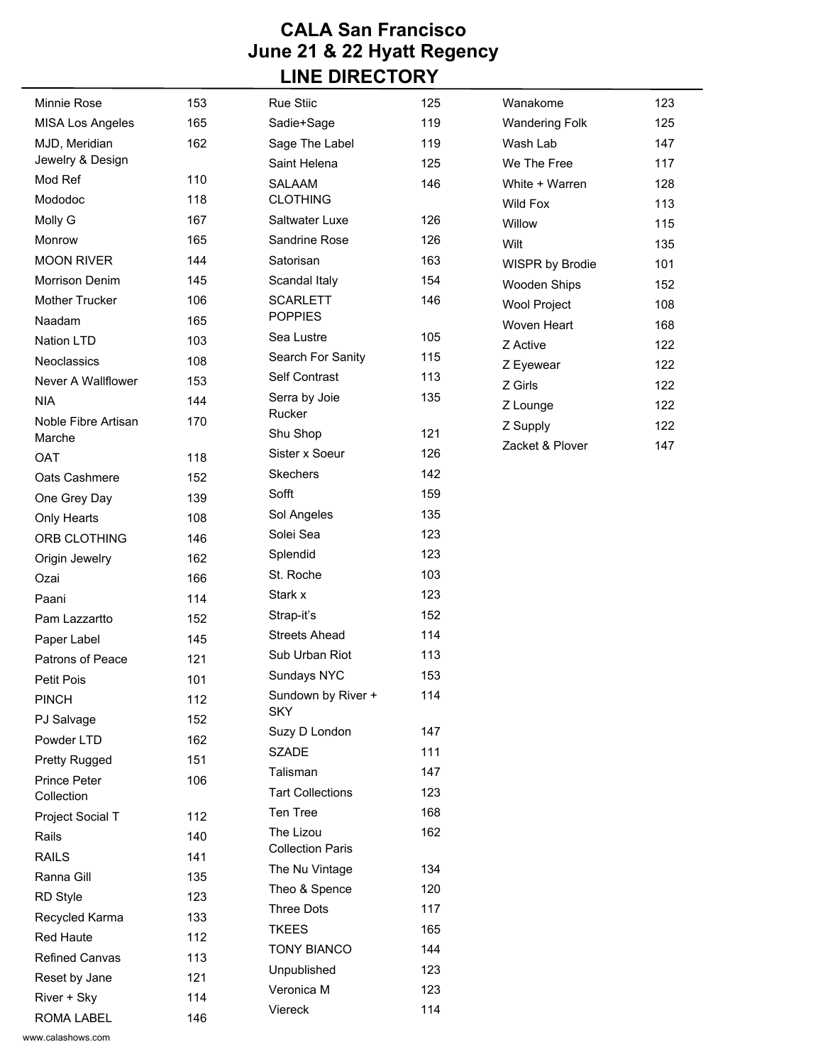# CALA San Francisco
# June 21 & 22 Hyatt Regency
## LINE DIRECTORY

| | |
|---|---|
| Minnie Rose | 153 |
| MISA Los Angeles | 165 |
| MJD, Meridian Jewelry & Design | 162 |
| Mod Ref | 110 |
| Mododoc | 118 |
| Molly G | 167 |
| Monrow | 165 |
| MOON RIVER | 144 |
| Morrison Denim | 145 |
| Mother Trucker | 106 |
| Naadam | 165 |
| Nation LTD | 103 |
| Neoclassics | 108 |
| Never A Wallflower | 153 |
| NIA | 144 |
| Noble Fibre Artisan Marche | 170 |
| OAT | 118 |
| Oats Cashmere | 152 |
| One Grey Day | 139 |
| Only Hearts | 108 |
| ORB CLOTHING | 146 |
| Origin Jewelry | 162 |
| Ozai | 166 |
| Paani | 114 |
| Pam Lazzartto | 152 |
| Paper Label | 145 |
| Patrons of Peace | 121 |
| Petit Pois | 101 |
| PINCH | 112 |
| PJ Salvage | 152 |
| Powder LTD | 162 |
| Pretty Rugged | 151 |
| Prince Peter Collection | 106 |
| Project Social T | 112 |
| Rails | 140 |
| RAILS | 141 |
| Ranna Gill | 135 |
| RD Style | 123 |
| Recycled Karma | 133 |
| Red Haute | 112 |
| Refined Canvas | 113 |
| Reset by Jane | 121 |
| River + Sky | 114 |
| ROMA LABEL | 146 |
| Rue Stiic | 125 |
| Sadie+Sage | 119 |
| Sage The Label | 119 |
| Saint Helena | 125 |
| SALAAM CLOTHING | 146 |
| Saltwater Luxe | 126 |
| Sandrine Rose | 126 |
| Satorisan | 163 |
| Scandal Italy | 154 |
| SCARLETT POPPIES | 146 |
| Sea Lustre | 105 |
| Search For Sanity | 115 |
| Self Contrast | 113 |
| Serra by Joie Rucker | 135 |
| Shu Shop | 121 |
| Sister x Soeur | 126 |
| Skechers | 142 |
| Sofft | 159 |
| Sol Angeles | 135 |
| Solei Sea | 123 |
| Splendid | 123 |
| St. Roche | 103 |
| Stark x | 123 |
| Strap-it's | 152 |
| Streets Ahead | 114 |
| Sub Urban Riot | 113 |
| Sundays NYC | 153 |
| Sundown by River + SKY | 114 |
| Suzy D London | 147 |
| SZADE | 111 |
| Talisman | 147 |
| Tart Collections | 123 |
| Ten Tree | 168 |
| The Lizou Collection Paris | 162 |
| The Nu Vintage | 134 |
| Theo & Spence | 120 |
| Three Dots | 117 |
| TKEES | 165 |
| TONY BIANCO | 144 |
| Unpublished | 123 |
| Veronica M | 123 |
| Viereck | 114 |
| Wanakome | 123 |
| Wandering Folk | 125 |
| Wash Lab | 147 |
| We The Free | 117 |
| White + Warren | 128 |
| Wild Fox | 113 |
| Willow | 115 |
| Wilt | 135 |
| WISPR by Brodie | 101 |
| Wooden Ships | 152 |
| Wool Project | 108 |
| Woven Heart | 168 |
| Z Active | 122 |
| Z Eyewear | 122 |
| Z Girls | 122 |
| Z Lounge | 122 |
| Z Supply | 122 |
| Zacket & Plover | 147 |

www.calashows.com